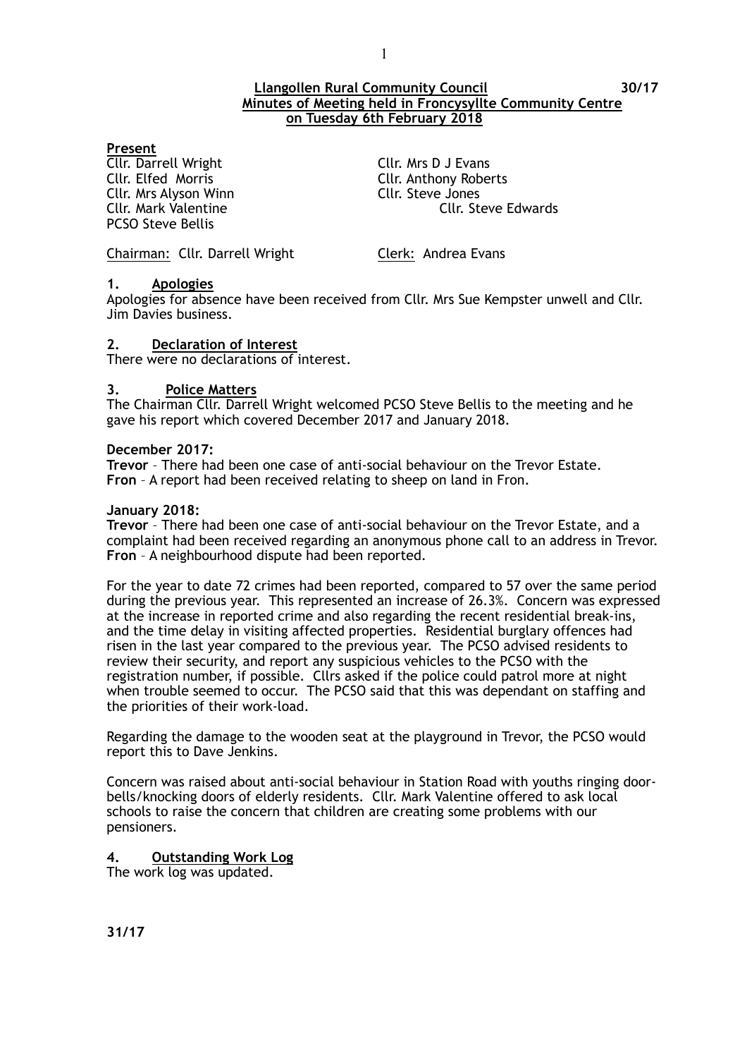**Llangollen Rural Community Council** **30/17**
**Minutes of Meeting held in Froncysyllte Community Centre on Tuesday 6th February 2018**

**Present**

Cllr. Darrell Wright
Cllr. Elfed Morris
Cllr. Mrs Alyson Winn
Cllr. Mark Valentine
PCSO Steve Bellis
Cllr. Mrs D J Evans
Cllr. Anthony Roberts
Cllr. Steve Jones
Cllr. Steve Edwards

Chairman: Cllr. Darrell Wright    Clerk: Andrea Evans

## 1. Apologies

Apologies for absence have been received from Cllr. Mrs Sue Kempster unwell and Cllr. Jim Davies business.

## 2. Declaration of Interest

There were no declarations of interest.

## 3. Police Matters

The Chairman Cllr. Darrell Wright welcomed PCSO Steve Bellis to the meeting and he gave his report which covered December 2017 and January 2018.

**December 2017:**

**Trevor** – There had been one case of anti-social behaviour on the Trevor Estate.
**Fron** – A report had been received relating to sheep on land in Fron.

**January 2018:**

**Trevor** – There had been one case of anti-social behaviour on the Trevor Estate, and a complaint had been received regarding an anonymous phone call to an address in Trevor.
**Fron** – A neighbourhood dispute had been reported.

For the year to date 72 crimes had been reported, compared to 57 over the same period during the previous year. This represented an increase of 26.3%. Concern was expressed at the increase in reported crime and also regarding the recent residential break-ins, and the time delay in visiting affected properties. Residential burglary offences had risen in the last year compared to the previous year. The PCSO advised residents to review their security, and report any suspicious vehicles to the PCSO with the registration number, if possible. Cllrs asked if the police could patrol more at night when trouble seemed to occur. The PCSO said that this was dependant on staffing and the priorities of their work-load.

Regarding the damage to the wooden seat at the playground in Trevor, the PCSO would report this to Dave Jenkins.

Concern was raised about anti-social behaviour in Station Road with youths ringing door-bells/knocking doors of elderly residents. Cllr. Mark Valentine offered to ask local schools to raise the concern that children are creating some problems with our pensioners.

## 4. Outstanding Work Log

The work log was updated.

**31/17**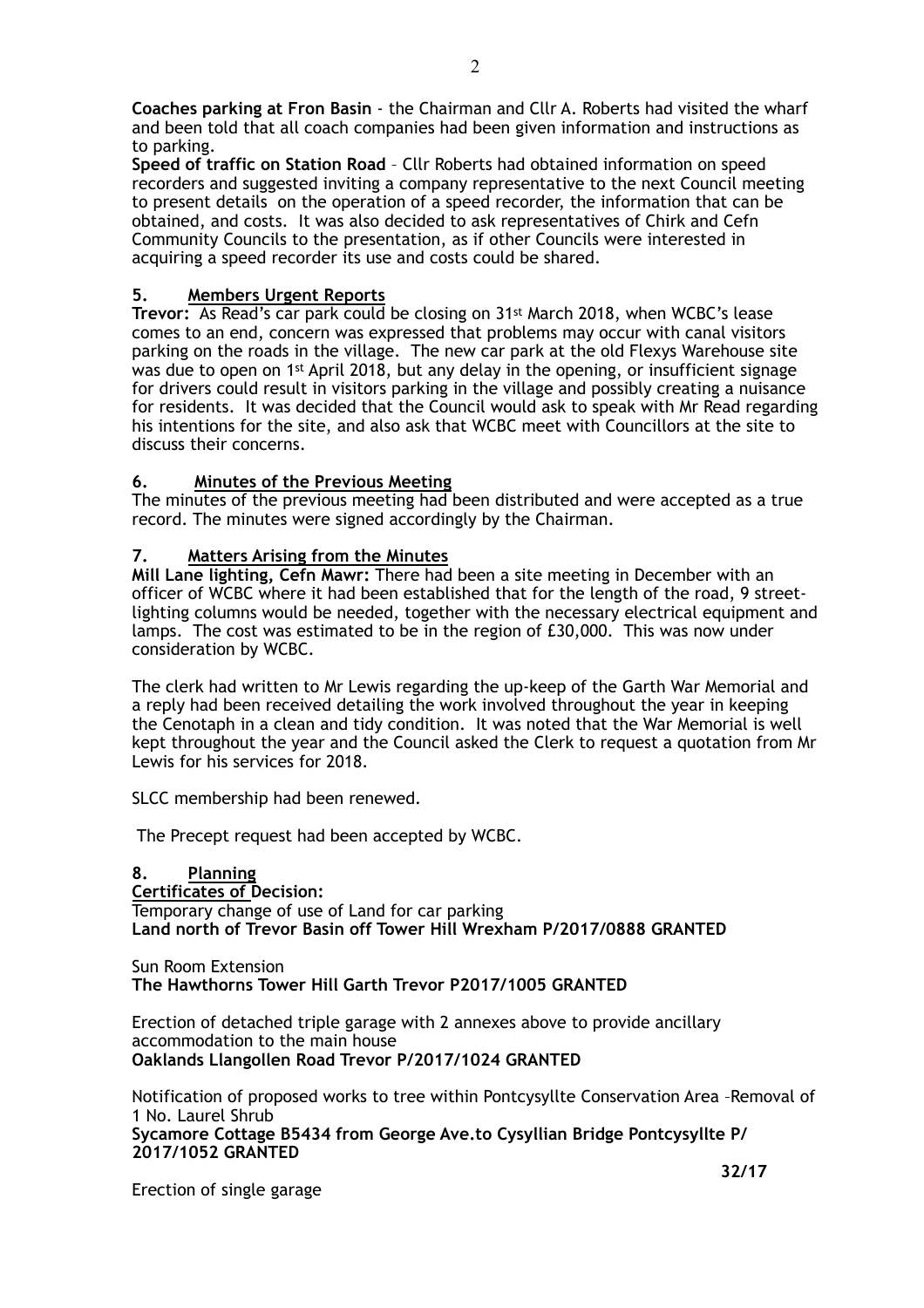**Coaches parking at Fron Basin** - the Chairman and Cllr A. Roberts had visited the wharf and been told that all coach companies had been given information and instructions as to parking.

**Speed of traffic on Station Road** – Cllr Roberts had obtained information on speed recorders and suggested inviting a company representative to the next Council meeting to present details on the operation of a speed recorder, the information that can be obtained, and costs. It was also decided to ask representatives of Chirk and Cefn Community Councils to the presentation, as if other Councils were interested in acquiring a speed recorder its use and costs could be shared.

## 5. Members Urgent Reports

**Trevor:** As Read's car park could be closing on 31st March 2018, when WCBC's lease comes to an end, concern was expressed that problems may occur with canal visitors parking on the roads in the village. The new car park at the old Flexys Warehouse site was due to open on 1st April 2018, but any delay in the opening, or insufficient signage for drivers could result in visitors parking in the village and possibly creating a nuisance for residents. It was decided that the Council would ask to speak with Mr Read regarding his intentions for the site, and also ask that WCBC meet with Councillors at the site to discuss their concerns.

## 6. Minutes of the Previous Meeting

The minutes of the previous meeting had been distributed and were accepted as a true record. The minutes were signed accordingly by the Chairman.

## 7. Matters Arising from the Minutes

**Mill Lane lighting, Cefn Mawr:** There had been a site meeting in December with an officer of WCBC where it had been established that for the length of the road, 9 street-lighting columns would be needed, together with the necessary electrical equipment and lamps. The cost was estimated to be in the region of £30,000. This was now under consideration by WCBC.

The clerk had written to Mr Lewis regarding the up-keep of the Garth War Memorial and a reply had been received detailing the work involved throughout the year in keeping the Cenotaph in a clean and tidy condition. It was noted that the War Memorial is well kept throughout the year and the Council asked the Clerk to request a quotation from Mr Lewis for his services for 2018.

SLCC membership had been renewed.

The Precept request had been accepted by WCBC.

## 8. Planning

**Certificates of Decision:**

Temporary change of use of Land for car parking
**Land north of Trevor Basin off Tower Hill Wrexham P/2017/0888 GRANTED**

Sun Room Extension
**The Hawthorns Tower Hill Garth Trevor P2017/1005 GRANTED**

Erection of detached triple garage with 2 annexes above to provide ancillary accommodation to the main house
**Oaklands Llangollen Road Trevor P/2017/1024 GRANTED**

Notification of proposed works to tree within Pontcysyllte Conservation Area –Removal of 1 No. Laurel Shrub
**Sycamore Cottage B5434 from George Ave.to Cysyllian Bridge Pontcysyllte P/2017/1052 GRANTED**

**32/17**

Erection of single garage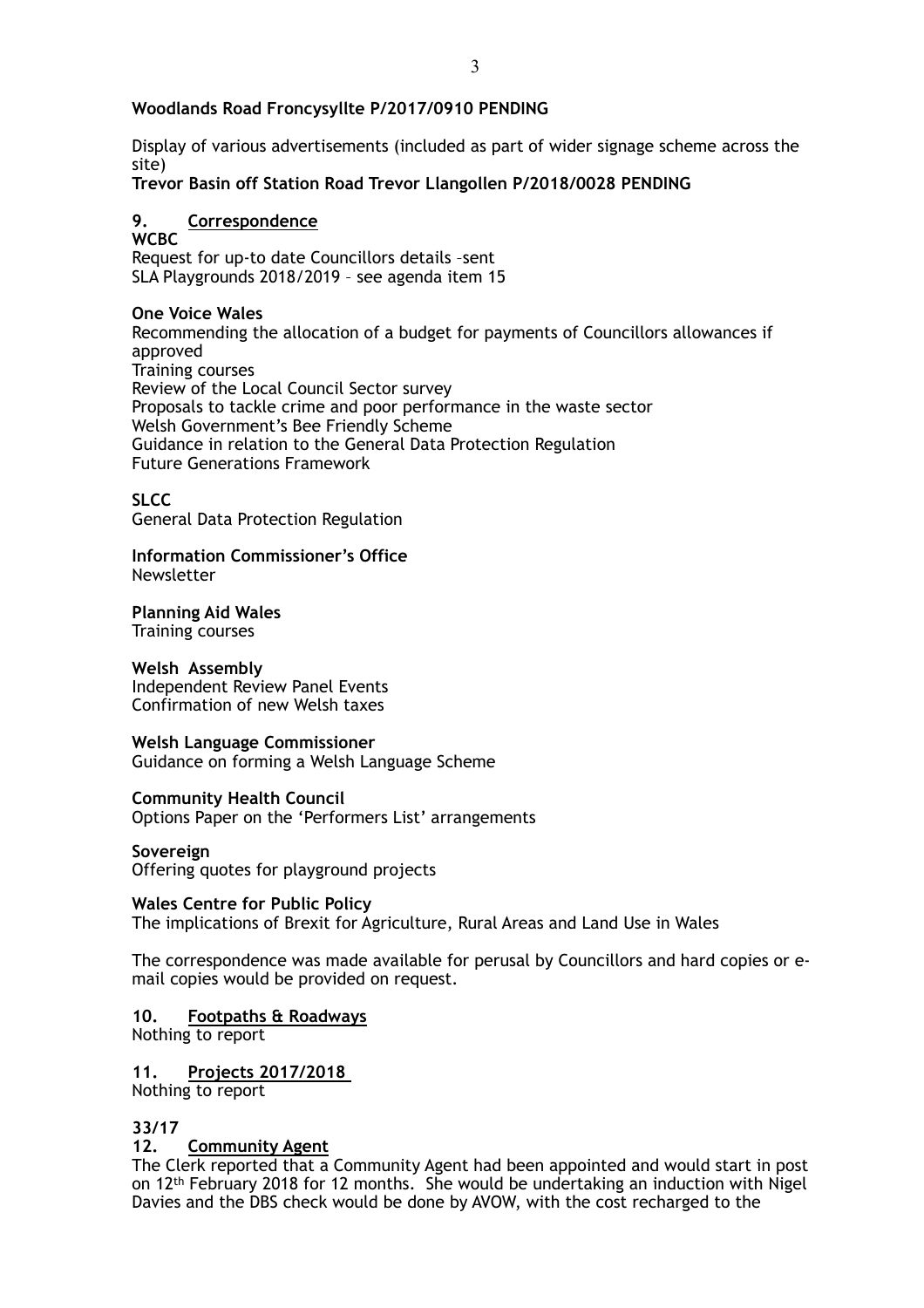**Woodlands Road Froncysyllte P/2017/0910 PENDING**

Display of various advertisements (included as part of wider signage scheme across the site)

**Trevor Basin off Station Road Trevor Llangollen P/2018/0028 PENDING**

**9. Correspondence**

**WCBC**
Request for up-to date Councillors details –sent
SLA Playgrounds 2018/2019 – see agenda item 15

**One Voice Wales**
Recommending the allocation of a budget for payments of Councillors allowances if approved
Training courses
Review of the Local Council Sector survey
Proposals to tackle crime and poor performance in the waste sector
Welsh Government's Bee Friendly Scheme
Guidance in relation to the General Data Protection Regulation
Future Generations Framework

**SLCC**
General Data Protection Regulation

**Information Commissioner's Office**
Newsletter

**Planning Aid Wales**
Training courses

**Welsh Assembly**
Independent Review Panel Events
Confirmation of new Welsh taxes

**Welsh Language Commissioner**
Guidance on forming a Welsh Language Scheme

**Community Health Council**
Options Paper on the 'Performers List' arrangements

**Sovereign**
Offering quotes for playground projects

**Wales Centre for Public Policy**
The implications of Brexit for Agriculture, Rural Areas and Land Use in Wales

The correspondence was made available for perusal by Councillors and hard copies or e-mail copies would be provided on request.

**10. Footpaths & Roadways**
Nothing to report

**11. Projects 2017/2018**
Nothing to report

**33/17**
**12. Community Agent**
The Clerk reported that a Community Agent had been appointed and would start in post on 12th February 2018 for 12 months. She would be undertaking an induction with Nigel Davies and the DBS check would be done by AVOW, with the cost recharged to the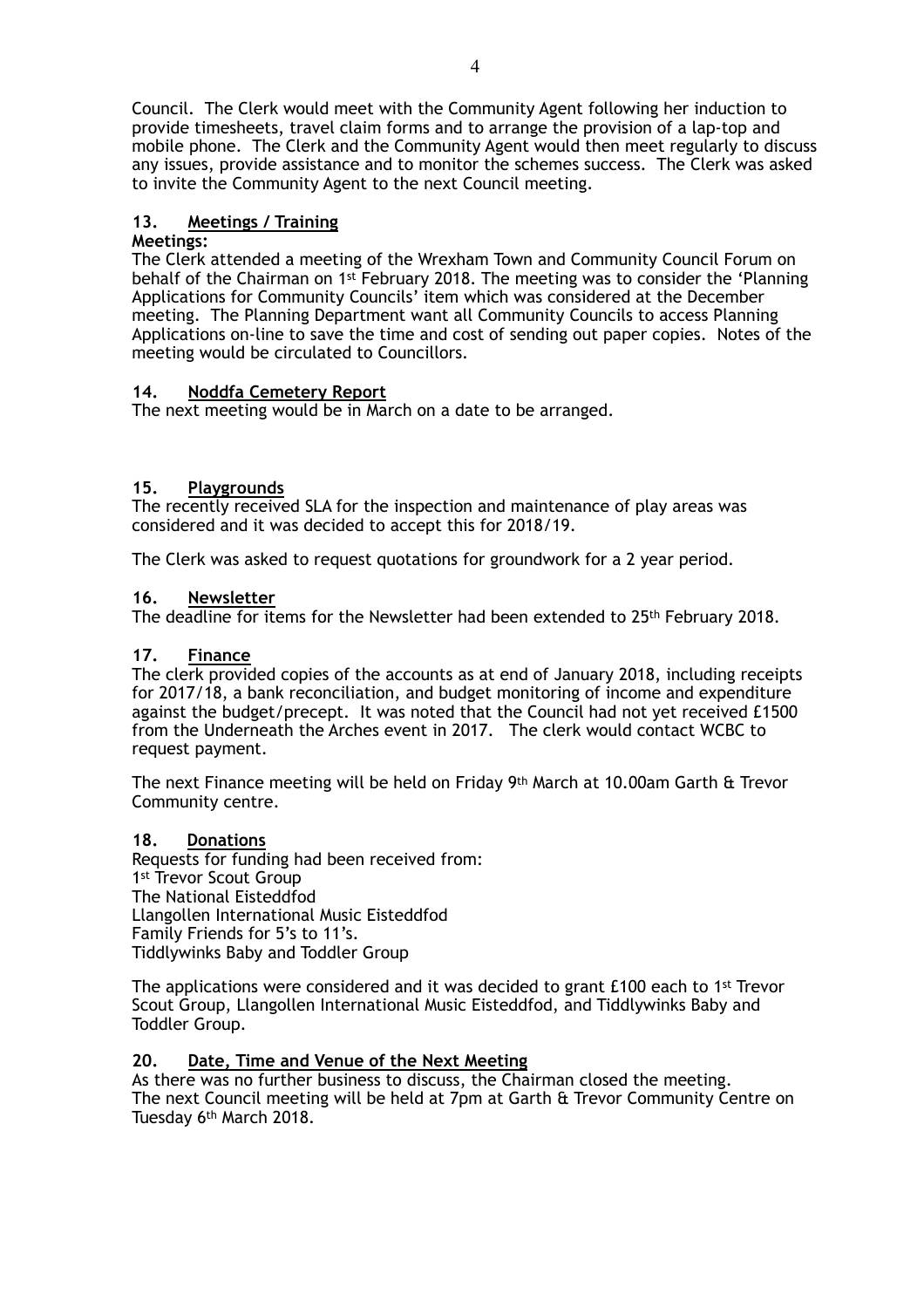Council. The Clerk would meet with the Community Agent following her induction to provide timesheets, travel claim forms and to arrange the provision of a lap-top and mobile phone. The Clerk and the Community Agent would then meet regularly to discuss any issues, provide assistance and to monitor the schemes success. The Clerk was asked to invite the Community Agent to the next Council meeting.

## 13. Meetings / Training

**Meetings:**

The Clerk attended a meeting of the Wrexham Town and Community Council Forum on behalf of the Chairman on 1st February 2018. The meeting was to consider the 'Planning Applications for Community Councils' item which was considered at the December meeting. The Planning Department want all Community Councils to access Planning Applications on-line to save the time and cost of sending out paper copies. Notes of the meeting would be circulated to Councillors.

## 14. Noddfa Cemetery Report

The next meeting would be in March on a date to be arranged.

## 15. Playgrounds

The recently received SLA for the inspection and maintenance of play areas was considered and it was decided to accept this for 2018/19.

The Clerk was asked to request quotations for groundwork for a 2 year period.

## 16. Newsletter

The deadline for items for the Newsletter had been extended to 25th February 2018.

## 17. Finance

The clerk provided copies of the accounts as at end of January 2018, including receipts for 2017/18, a bank reconciliation, and budget monitoring of income and expenditure against the budget/precept. It was noted that the Council had not yet received £1500 from the Underneath the Arches event in 2017. The clerk would contact WCBC to request payment.

The next Finance meeting will be held on Friday 9th March at 10.00am Garth & Trevor Community centre.

## 18. Donations

Requests for funding had been received from:
1st Trevor Scout Group
The National Eisteddfod
Llangollen International Music Eisteddfod
Family Friends for 5's to 11's.
Tiddlywinks Baby and Toddler Group

The applications were considered and it was decided to grant £100 each to 1st Trevor Scout Group, Llangollen International Music Eisteddfod, and Tiddlywinks Baby and Toddler Group.

## 20. Date, Time and Venue of the Next Meeting

As there was no further business to discuss, the Chairman closed the meeting.
The next Council meeting will be held at 7pm at Garth & Trevor Community Centre on Tuesday 6th March 2018.